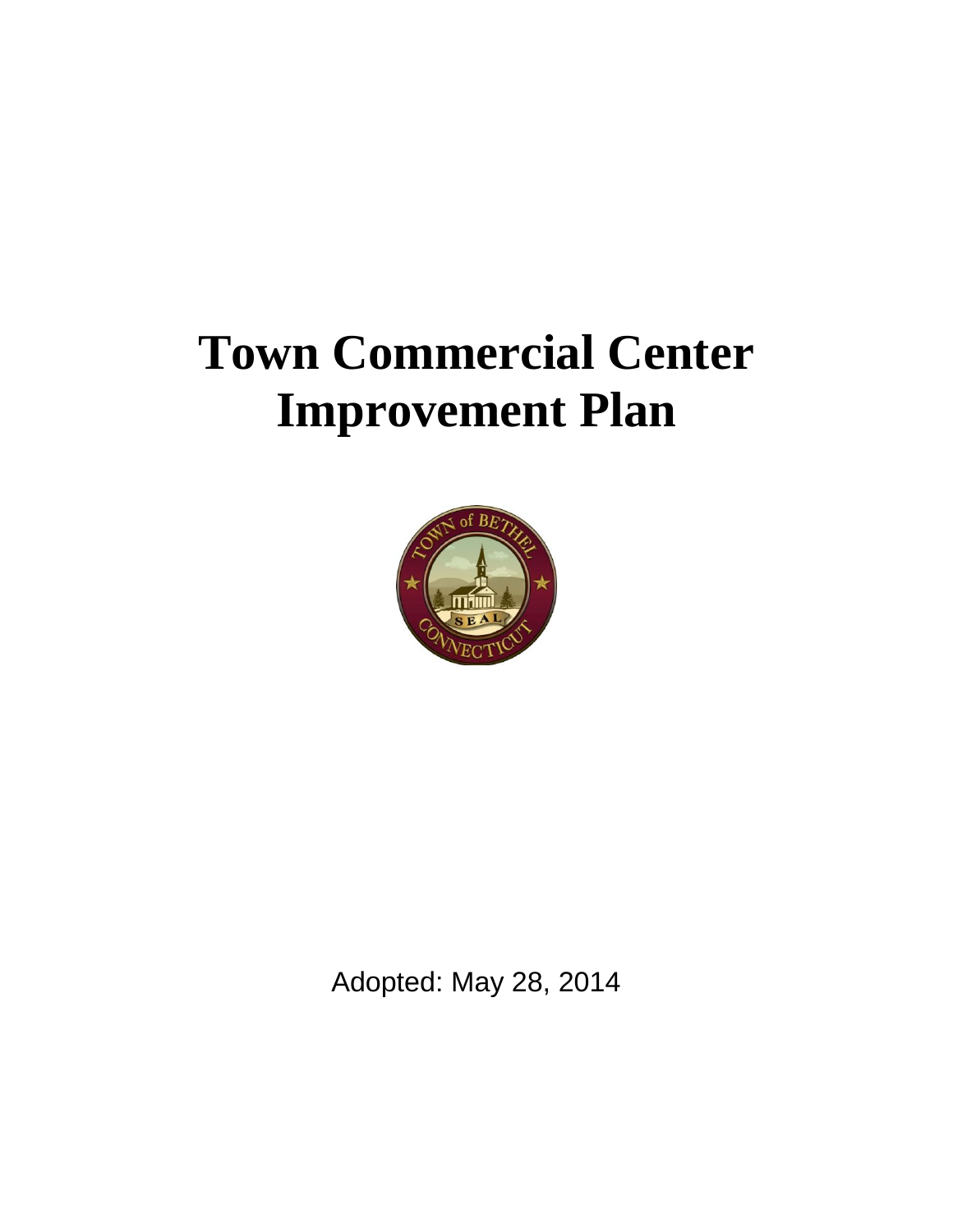# Town Commercial Center Improvement Plan

Adopted: May 28, 2014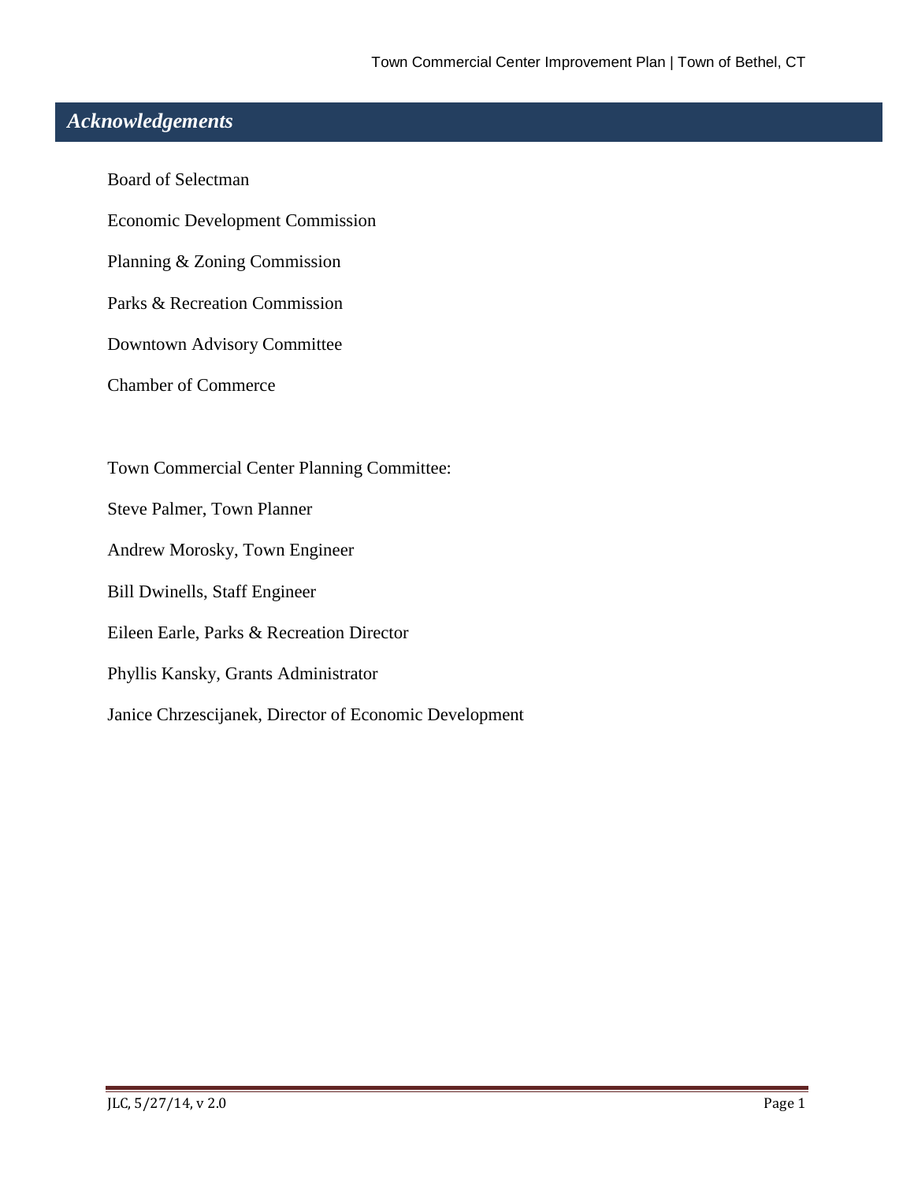# *Acknowledgements*

Board of Selectman

Economic Development Commission

Planning & Zoning Commission

Parks & Recreation Commission

Downtown Advisory Committee

Chamber of Commerce

Town Commercial Center Planning Committee:

Steve Palmer, Town Planner

Andrew Morosky, Town Engineer

Bill Dwinells, Staff Engineer

Eileen Earle, Parks & Recreation Director

Phyllis Kansky, Grants Administrator

Janice Chrzescijanek, Director of Economic Development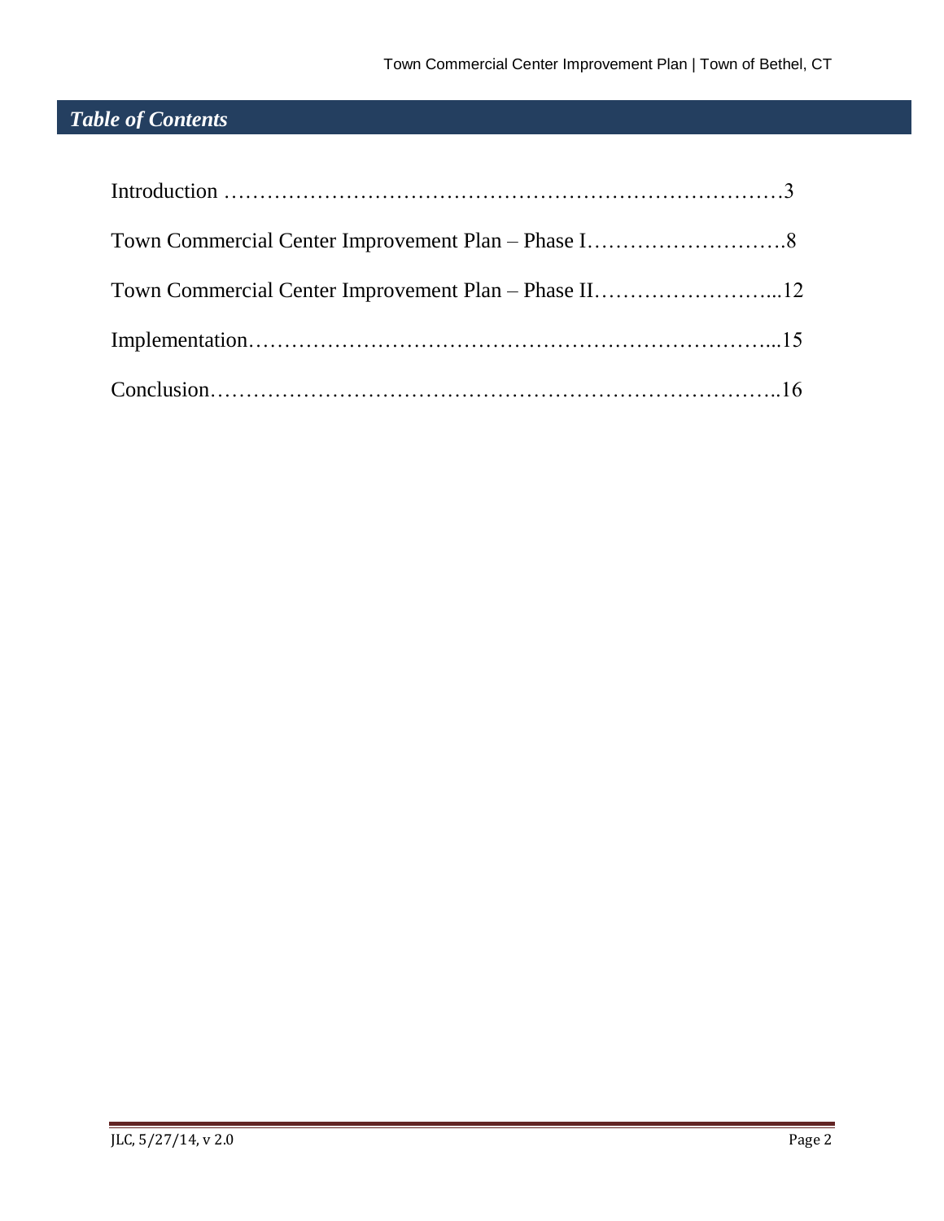## *Table of Contents*

Introduction ……………………………………………………………………3

Town Commercial Center Improvement Plan – Phase I……………………….8

Town Commercial Center Improvement Plan – Phase II……………………...12

Implementation………………………………………………………………...15

Conclusion……………………………………………………………………..16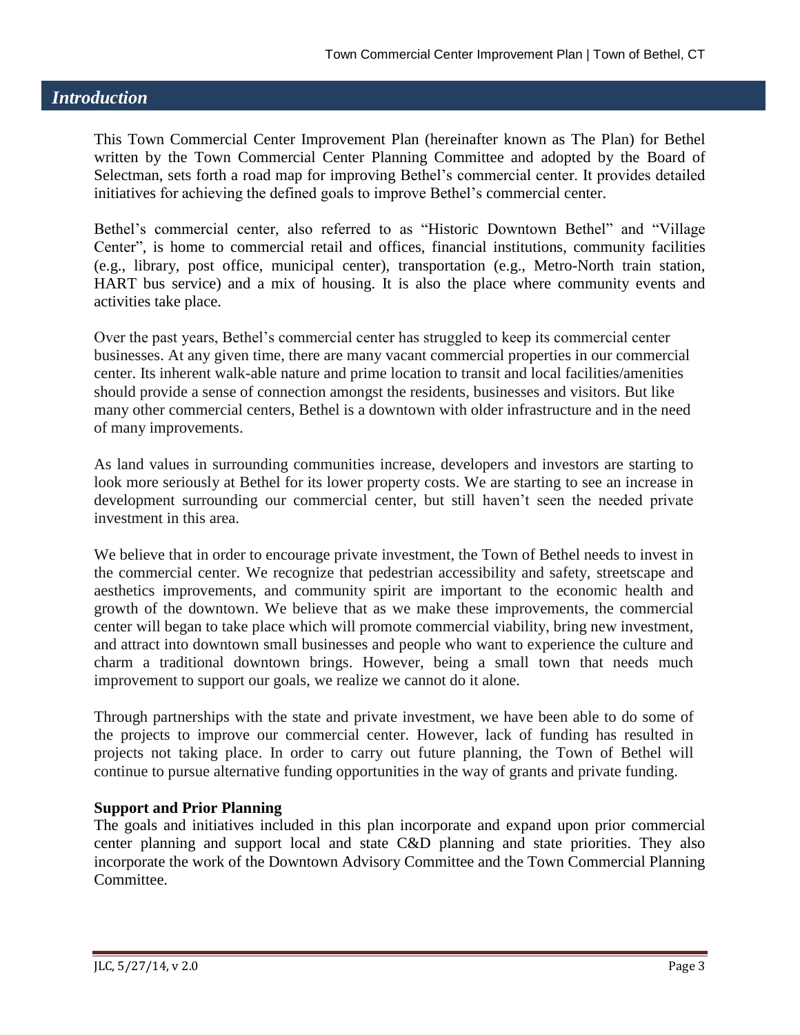## *Introduction*

This Town Commercial Center Improvement Plan (hereinafter known as The Plan) for Bethel written by the Town Commercial Center Planning Committee and adopted by the Board of Selectman, sets forth a road map for improving Bethel's commercial center. It provides detailed initiatives for achieving the defined goals to improve Bethel's commercial center.

Bethel's commercial center, also referred to as "Historic Downtown Bethel" and "Village Center", is home to commercial retail and offices, financial institutions, community facilities (e.g., library, post office, municipal center), transportation (e.g., Metro-North train station, HART bus service) and a mix of housing. It is also the place where community events and activities take place.

Over the past years, Bethel's commercial center has struggled to keep its commercial center businesses. At any given time, there are many vacant commercial properties in our commercial center. Its inherent walk-able nature and prime location to transit and local facilities/amenities should provide a sense of connection amongst the residents, businesses and visitors. But like many other commercial centers, Bethel is a downtown with older infrastructure and in the need of many improvements.

As land values in surrounding communities increase, developers and investors are starting to look more seriously at Bethel for its lower property costs. We are starting to see an increase in development surrounding our commercial center, but still haven't seen the needed private investment in this area.

We believe that in order to encourage private investment, the Town of Bethel needs to invest in the commercial center. We recognize that pedestrian accessibility and safety, streetscape and aesthetics improvements, and community spirit are important to the economic health and growth of the downtown. We believe that as we make these improvements, the commercial center will began to take place which will promote commercial viability, bring new investment, and attract into downtown small businesses and people who want to experience the culture and charm a traditional downtown brings. However, being a small town that needs much improvement to support our goals, we realize we cannot do it alone.

Through partnerships with the state and private investment, we have been able to do some of the projects to improve our commercial center. However, lack of funding has resulted in projects not taking place. In order to carry out future planning, the Town of Bethel will continue to pursue alternative funding opportunities in the way of grants and private funding.

**Support and Prior Planning**

The goals and initiatives included in this plan incorporate and expand upon prior commercial center planning and support local and state C&D planning and state priorities. They also incorporate the work of the Downtown Advisory Committee and the Town Commercial Planning Committee.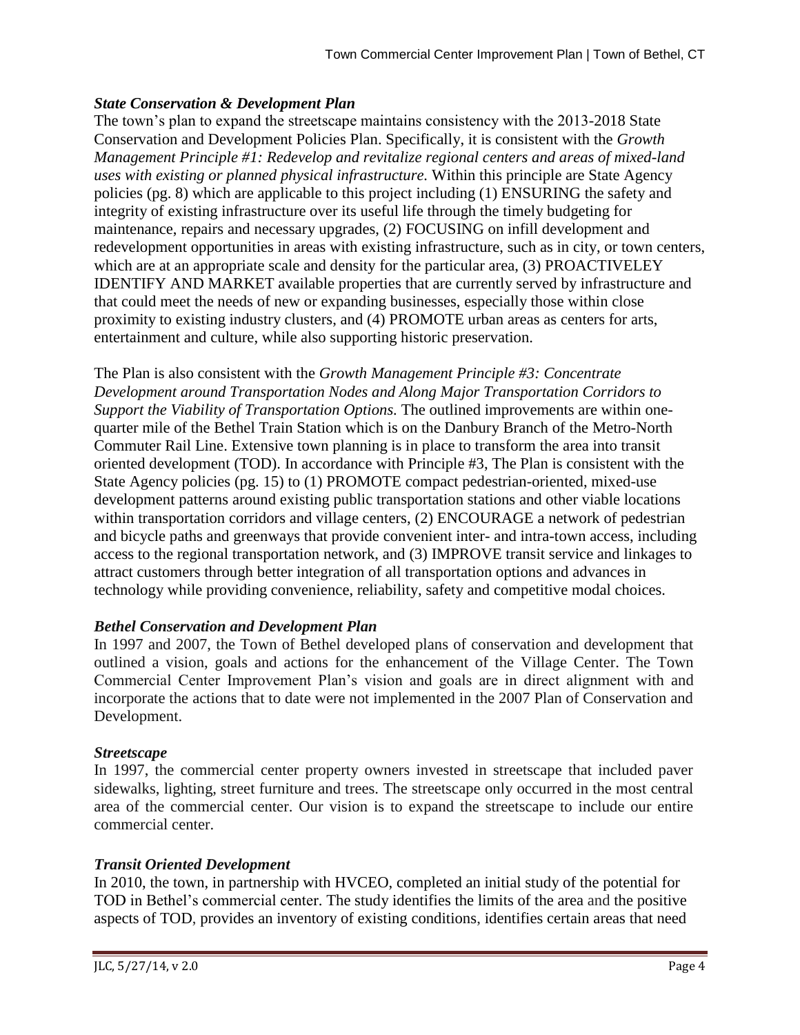### *State Conservation & Development Plan*

The town's plan to expand the streetscape maintains consistency with the 2013-2018 State Conservation and Development Policies Plan. Specifically, it is consistent with the *Growth Management Principle #1: Redevelop and revitalize regional centers and areas of mixed-land uses with existing or planned physical infrastructure.* Within this principle are State Agency policies (pg. 8) which are applicable to this project including (1) ENSURING the safety and integrity of existing infrastructure over its useful life through the timely budgeting for maintenance, repairs and necessary upgrades, (2) FOCUSING on infill development and redevelopment opportunities in areas with existing infrastructure, such as in city, or town centers, which are at an appropriate scale and density for the particular area, (3) PROACTIVELEY IDENTIFY AND MARKET available properties that are currently served by infrastructure and that could meet the needs of new or expanding businesses, especially those within close proximity to existing industry clusters, and (4) PROMOTE urban areas as centers for arts, entertainment and culture, while also supporting historic preservation.

The Plan is also consistent with the *Growth Management Principle #3: Concentrate Development around Transportation Nodes and Along Major Transportation Corridors to Support the Viability of Transportation Options.* The outlined improvements are within one-quarter mile of the Bethel Train Station which is on the Danbury Branch of the Metro-North Commuter Rail Line. Extensive town planning is in place to transform the area into transit oriented development (TOD). In accordance with Principle #3, The Plan is consistent with the State Agency policies (pg. 15) to (1) PROMOTE compact pedestrian-oriented, mixed-use development patterns around existing public transportation stations and other viable locations within transportation corridors and village centers, (2) ENCOURAGE a network of pedestrian and bicycle paths and greenways that provide convenient inter- and intra-town access, including access to the regional transportation network, and (3) IMPROVE transit service and linkages to attract customers through better integration of all transportation options and advances in technology while providing convenience, reliability, safety and competitive modal choices.

### *Bethel Conservation and Development Plan*

In 1997 and 2007, the Town of Bethel developed plans of conservation and development that outlined a vision, goals and actions for the enhancement of the Village Center. The Town Commercial Center Improvement Plan's vision and goals are in direct alignment with and incorporate the actions that to date were not implemented in the 2007 Plan of Conservation and Development.

### *Streetscape*

In 1997, the commercial center property owners invested in streetscape that included paver sidewalks, lighting, street furniture and trees. The streetscape only occurred in the most central area of the commercial center. Our vision is to expand the streetscape to include our entire commercial center.

### *Transit Oriented Development*

In 2010, the town, in partnership with HVCEO, completed an initial study of the potential for TOD in Bethel's commercial center. The study identifies the limits of the area and the positive aspects of TOD, provides an inventory of existing conditions, identifies certain areas that need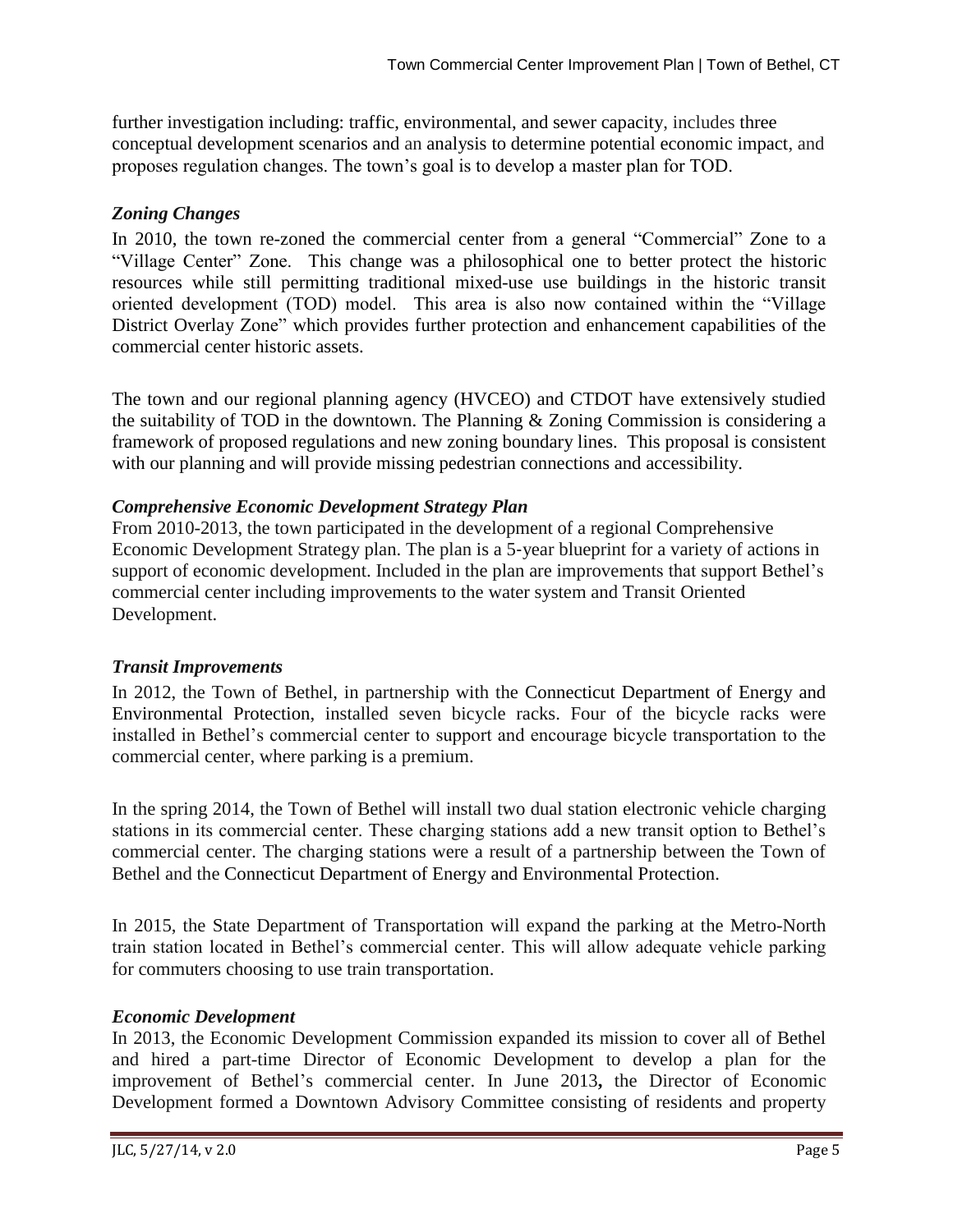further investigation including: traffic, environmental, and sewer capacity, includes three conceptual development scenarios and an analysis to determine potential economic impact, and proposes regulation changes. The town's goal is to develop a master plan for TOD.

### *Zoning Changes*

In 2010, the town re-zoned the commercial center from a general "Commercial" Zone to a "Village Center" Zone. This change was a philosophical one to better protect the historic resources while still permitting traditional mixed-use use buildings in the historic transit oriented development (TOD) model. This area is also now contained within the "Village District Overlay Zone" which provides further protection and enhancement capabilities of the commercial center historic assets.

The town and our regional planning agency (HVCEO) and CTDOT have extensively studied the suitability of TOD in the downtown. The Planning & Zoning Commission is considering a framework of proposed regulations and new zoning boundary lines. This proposal is consistent with our planning and will provide missing pedestrian connections and accessibility.

### *Comprehensive Economic Development Strategy Plan*

From 2010-2013, the town participated in the development of a regional Comprehensive Economic Development Strategy plan. The plan is a 5-year blueprint for a variety of actions in support of economic development. Included in the plan are improvements that support Bethel's commercial center including improvements to the water system and Transit Oriented Development.

### *Transit Improvements*

In 2012, the Town of Bethel, in partnership with the Connecticut Department of Energy and Environmental Protection, installed seven bicycle racks. Four of the bicycle racks were installed in Bethel's commercial center to support and encourage bicycle transportation to the commercial center, where parking is a premium.

In the spring 2014, the Town of Bethel will install two dual station electronic vehicle charging stations in its commercial center. These charging stations add a new transit option to Bethel's commercial center. The charging stations were a result of a partnership between the Town of Bethel and the Connecticut Department of Energy and Environmental Protection.

In 2015, the State Department of Transportation will expand the parking at the Metro-North train station located in Bethel's commercial center. This will allow adequate vehicle parking for commuters choosing to use train transportation.

### *Economic Development*

In 2013, the Economic Development Commission expanded its mission to cover all of Bethel and hired a part-time Director of Economic Development to develop a plan for the improvement of Bethel's commercial center. In June 2013**,** the Director of Economic Development formed a Downtown Advisory Committee consisting of residents and property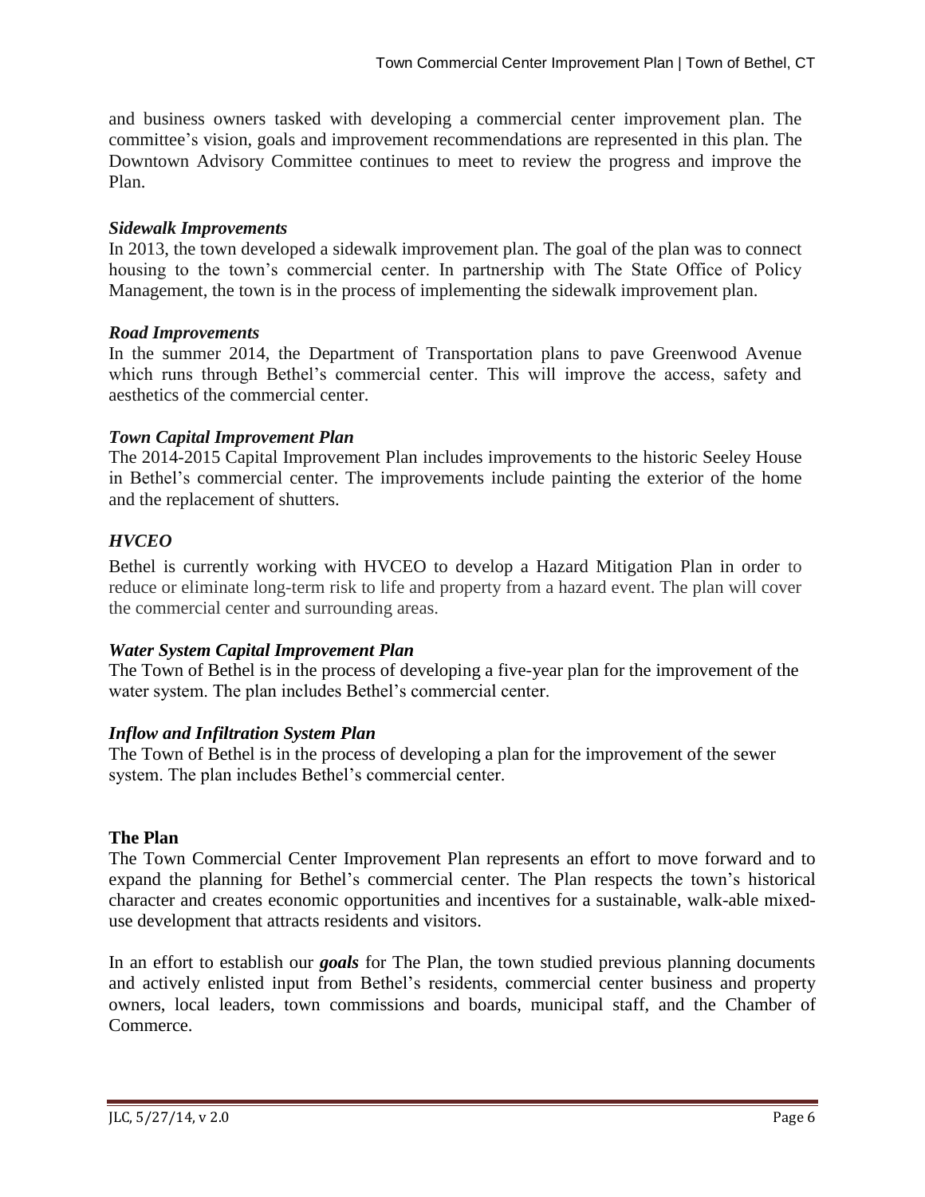and business owners tasked with developing a commercial center improvement plan. The committee's vision, goals and improvement recommendations are represented in this plan. The Downtown Advisory Committee continues to meet to review the progress and improve the Plan.

### *Sidewalk Improvements*

In 2013, the town developed a sidewalk improvement plan. The goal of the plan was to connect housing to the town's commercial center. In partnership with The State Office of Policy Management, the town is in the process of implementing the sidewalk improvement plan.

### *Road Improvements*

In the summer 2014, the Department of Transportation plans to pave Greenwood Avenue which runs through Bethel's commercial center. This will improve the access, safety and aesthetics of the commercial center.

### *Town Capital Improvement Plan*

The 2014-2015 Capital Improvement Plan includes improvements to the historic Seeley House in Bethel's commercial center. The improvements include painting the exterior of the home and the replacement of shutters.

### *HVCEO*

Bethel is currently working with HVCEO to develop a Hazard Mitigation Plan in order to reduce or eliminate long-term risk to life and property from a hazard event. The plan will cover the commercial center and surrounding areas.

### *Water System Capital Improvement Plan*

The Town of Bethel is in the process of developing a five-year plan for the improvement of the water system. The plan includes Bethel's commercial center.

### *Inflow and Infiltration System Plan*

The Town of Bethel is in the process of developing a plan for the improvement of the sewer system. The plan includes Bethel's commercial center.

## The Plan

The Town Commercial Center Improvement Plan represents an effort to move forward and to expand the planning for Bethel's commercial center. The Plan respects the town's historical character and creates economic opportunities and incentives for a sustainable, walk-able mixed-use development that attracts residents and visitors.

In an effort to establish our ***goals*** for The Plan, the town studied previous planning documents and actively enlisted input from Bethel's residents, commercial center business and property owners, local leaders, town commissions and boards, municipal staff, and the Chamber of Commerce.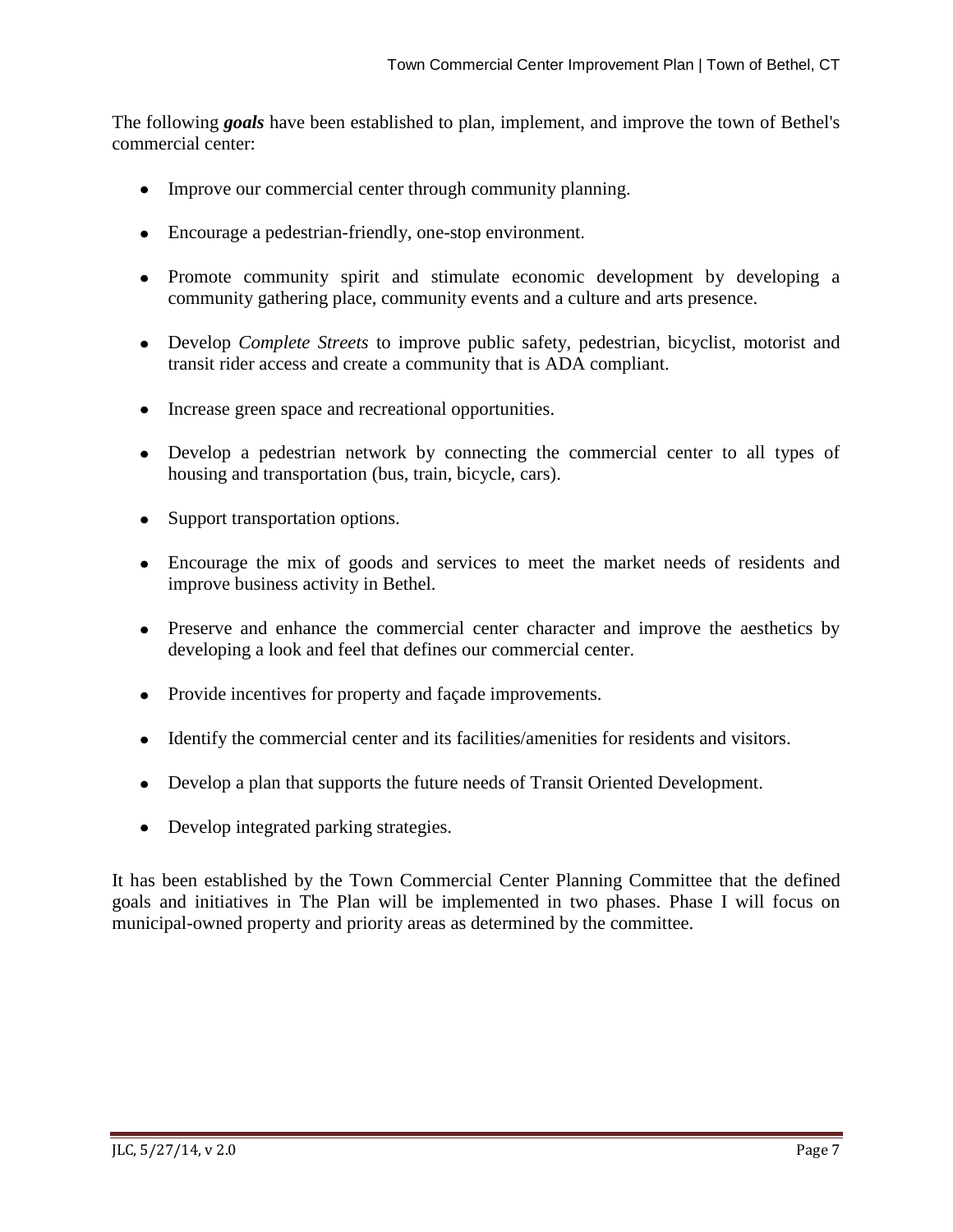The following ***goals*** have been established to plan, implement, and improve the town of Bethel's commercial center:

- Improve our commercial center through community planning.
- Encourage a pedestrian-friendly, one-stop environment.
- Promote community spirit and stimulate economic development by developing a community gathering place, community events and a culture and arts presence.
- Develop *Complete Streets* to improve public safety, pedestrian, bicyclist, motorist and transit rider access and create a community that is ADA compliant.
- Increase green space and recreational opportunities.
- Develop a pedestrian network by connecting the commercial center to all types of housing and transportation (bus, train, bicycle, cars).
- Support transportation options.
- Encourage the mix of goods and services to meet the market needs of residents and improve business activity in Bethel.
- Preserve and enhance the commercial center character and improve the aesthetics by developing a look and feel that defines our commercial center.
- Provide incentives for property and façade improvements.
- Identify the commercial center and its facilities/amenities for residents and visitors.
- Develop a plan that supports the future needs of Transit Oriented Development.
- Develop integrated parking strategies.

It has been established by the Town Commercial Center Planning Committee that the defined goals and initiatives in The Plan will be implemented in two phases. Phase I will focus on municipal-owned property and priority areas as determined by the committee.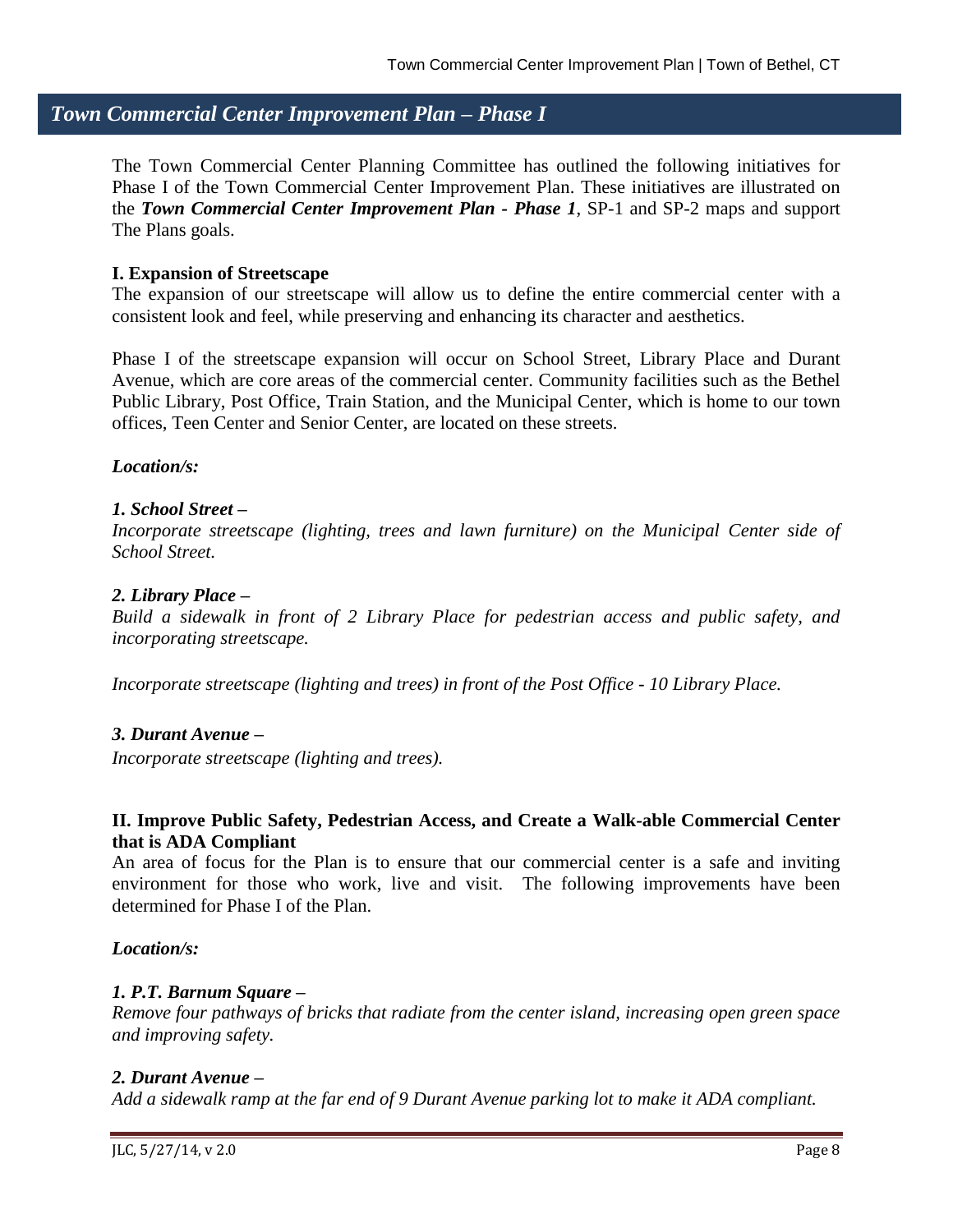## *Town Commercial Center Improvement Plan – Phase I*

The Town Commercial Center Planning Committee has outlined the following initiatives for Phase I of the Town Commercial Center Improvement Plan. These initiatives are illustrated on the ***Town Commercial Center Improvement Plan - Phase 1***, SP-1 and SP-2 maps and support The Plans goals.

**I. Expansion of Streetscape**

The expansion of our streetscape will allow us to define the entire commercial center with a consistent look and feel, while preserving and enhancing its character and aesthetics.

Phase I of the streetscape expansion will occur on School Street, Library Place and Durant Avenue, which are core areas of the commercial center. Community facilities such as the Bethel Public Library, Post Office, Train Station, and the Municipal Center, which is home to our town offices, Teen Center and Senior Center, are located on these streets.

***Location/s:***

***1. School Street –***

*Incorporate streetscape (lighting, trees and lawn furniture) on the Municipal Center side of School Street.*

***2. Library Place –***

*Build a sidewalk in front of 2 Library Place for pedestrian access and public safety, and incorporating streetscape.*

*Incorporate streetscape (lighting and trees) in front of the Post Office - 10 Library Place.*

***3. Durant Avenue –***

*Incorporate streetscape (lighting and trees).*

**II. Improve Public Safety, Pedestrian Access, and Create a Walk-able Commercial Center that is ADA Compliant**

An area of focus for the Plan is to ensure that our commercial center is a safe and inviting environment for those who work, live and visit. The following improvements have been determined for Phase I of the Plan.

***Location/s:***

***1. P.T. Barnum Square –***

*Remove four pathways of bricks that radiate from the center island, increasing open green space and improving safety.*

***2. Durant Avenue –***

*Add a sidewalk ramp at the far end of 9 Durant Avenue parking lot to make it ADA compliant.*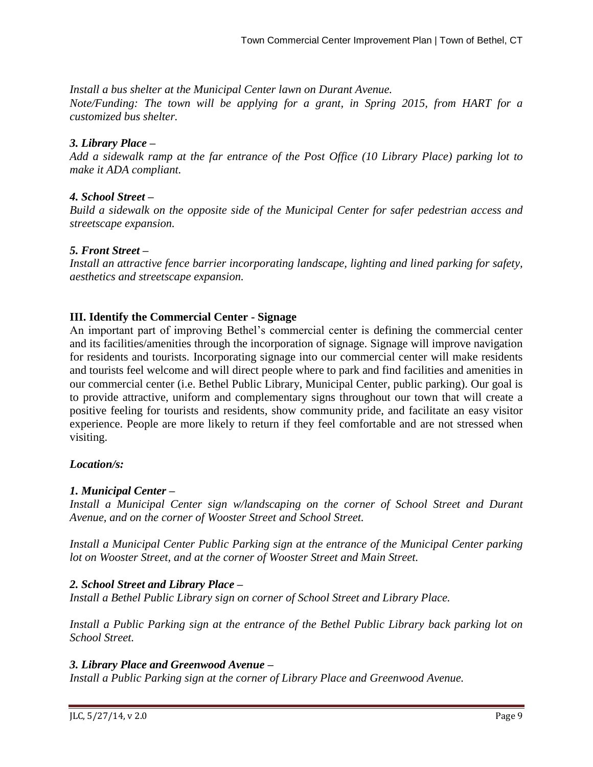*Install a bus shelter at the Municipal Center lawn on Durant Avenue.*
*Note/Funding: The town will be applying for a grant, in Spring 2015, from HART for a customized bus shelter.*

***3. Library Place –***
*Add a sidewalk ramp at the far entrance of the Post Office (10 Library Place) parking lot to make it ADA compliant.*

***4. School Street –***
*Build a sidewalk on the opposite side of the Municipal Center for safer pedestrian access and streetscape expansion.*

***5. Front Street –***
*Install an attractive fence barrier incorporating landscape, lighting and lined parking for safety, aesthetics and streetscape expansion.*

## III. Identify the Commercial Center - Signage

An important part of improving Bethel's commercial center is defining the commercial center and its facilities/amenities through the incorporation of signage. Signage will improve navigation for residents and tourists. Incorporating signage into our commercial center will make residents and tourists feel welcome and will direct people where to park and find facilities and amenities in our commercial center (i.e. Bethel Public Library, Municipal Center, public parking). Our goal is to provide attractive, uniform and complementary signs throughout our town that will create a positive feeling for tourists and residents, show community pride, and facilitate an easy visitor experience. People are more likely to return if they feel comfortable and are not stressed when visiting.

***Location/s:***

***1. Municipal Center –***
*Install a Municipal Center sign w/landscaping on the corner of School Street and Durant Avenue, and on the corner of Wooster Street and School Street.*

*Install a Municipal Center Public Parking sign at the entrance of the Municipal Center parking lot on Wooster Street, and at the corner of Wooster Street and Main Street.*

***2. School Street and Library Place –***
*Install a Bethel Public Library sign on corner of School Street and Library Place.*

*Install a Public Parking sign at the entrance of the Bethel Public Library back parking lot on School Street.*

***3. Library Place and Greenwood Avenue –***
*Install a Public Parking sign at the corner of Library Place and Greenwood Avenue.*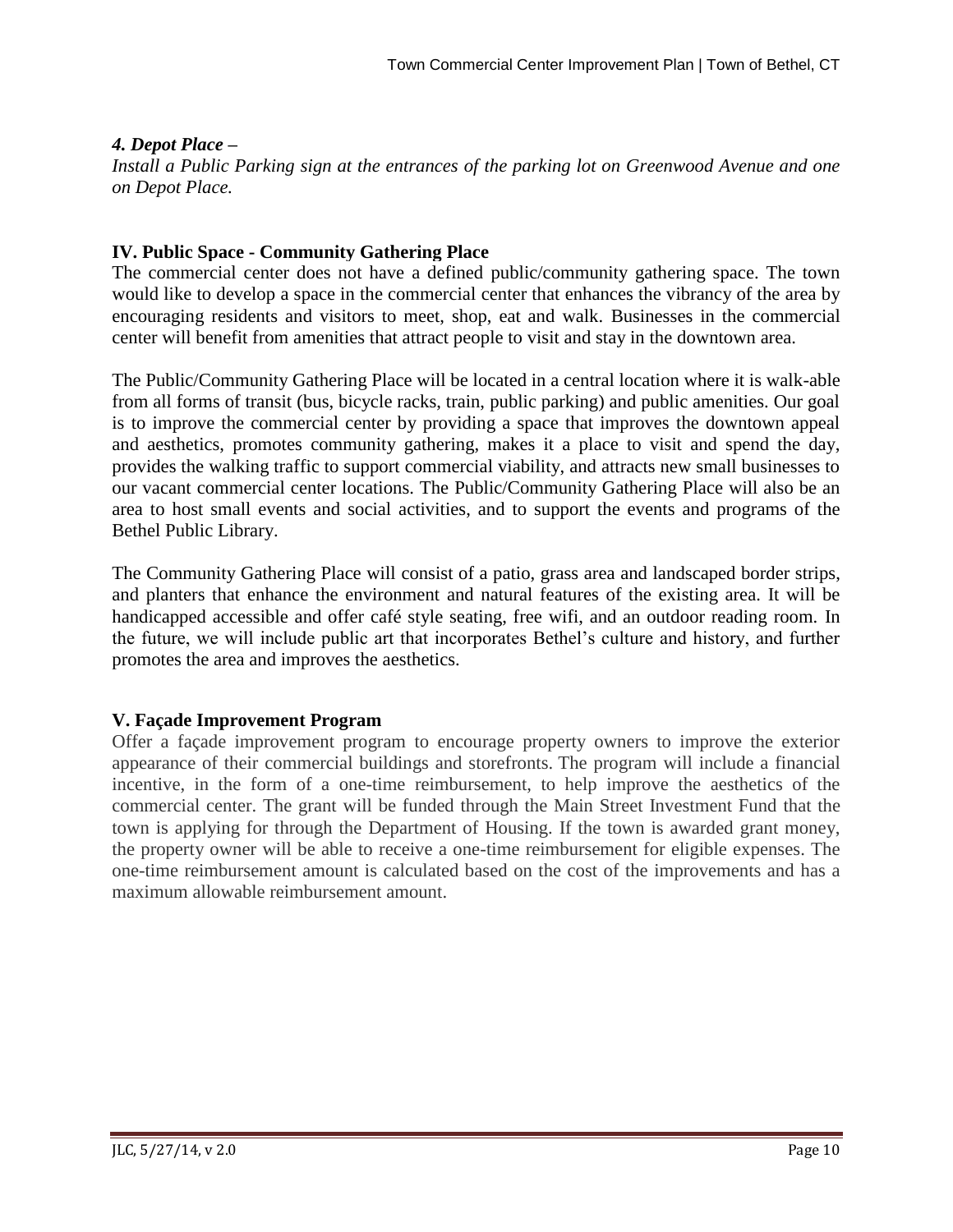***4. Depot Place –***
*Install a Public Parking sign at the entrances of the parking lot on Greenwood Avenue and one on Depot Place.*

## IV. Public Space - Community Gathering Place

The commercial center does not have a defined public/community gathering space. The town would like to develop a space in the commercial center that enhances the vibrancy of the area by encouraging residents and visitors to meet, shop, eat and walk. Businesses in the commercial center will benefit from amenities that attract people to visit and stay in the downtown area.

The Public/Community Gathering Place will be located in a central location where it is walk-able from all forms of transit (bus, bicycle racks, train, public parking) and public amenities. Our goal is to improve the commercial center by providing a space that improves the downtown appeal and aesthetics, promotes community gathering, makes it a place to visit and spend the day, provides the walking traffic to support commercial viability, and attracts new small businesses to our vacant commercial center locations. The Public/Community Gathering Place will also be an area to host small events and social activities, and to support the events and programs of the Bethel Public Library.

The Community Gathering Place will consist of a patio, grass area and landscaped border strips, and planters that enhance the environment and natural features of the existing area. It will be handicapped accessible and offer café style seating, free wifi, and an outdoor reading room. In the future, we will include public art that incorporates Bethel's culture and history, and further promotes the area and improves the aesthetics.

## V. Façade Improvement Program

Offer a façade improvement program to encourage property owners to improve the exterior appearance of their commercial buildings and storefronts. The program will include a financial incentive, in the form of a one-time reimbursement, to help improve the aesthetics of the commercial center. The grant will be funded through the Main Street Investment Fund that the town is applying for through the Department of Housing. If the town is awarded grant money, the property owner will be able to receive a one-time reimbursement for eligible expenses. The one-time reimbursement amount is calculated based on the cost of the improvements and has a maximum allowable reimbursement amount.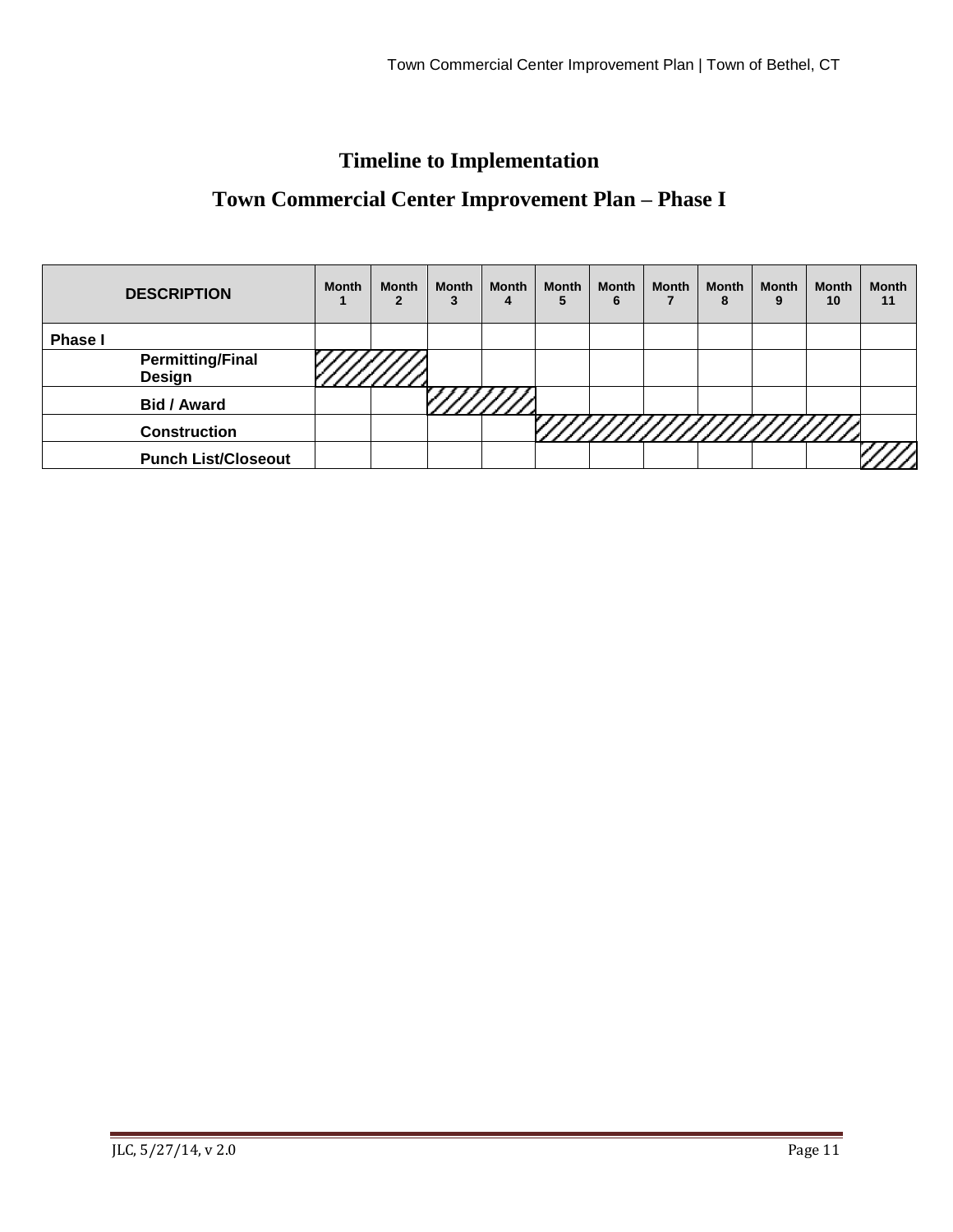# Timeline to Implementation

## Town Commercial Center Improvement Plan – Phase I

| DESCRIPTION | Month 1 | Month 2 | Month 3 | Month 4 | Month 5 | Month 6 | Month 7 | Month 8 | Month 9 | Month 10 | Month 11 |
|---|---|---|---|---|---|---|---|---|---|---|---|
| **Phase I** | | | | | | | | | | | |
| **Permitting/Final Design** | ////// | ////// | | | | | | | | | |
| **Bid / Award** | | | ////// | ////// | | | | | | | |
| **Construction** | | | | | ////// | ////// | ////// | ////// | ////// | ////// | |
| **Punch List/Closeout** | | | | | | | | | | | ////// |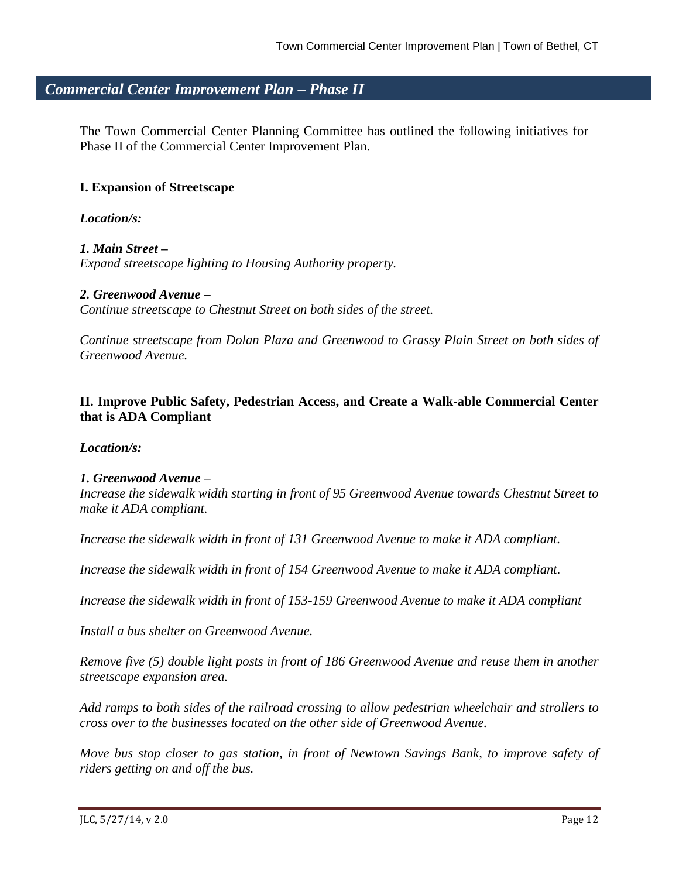## *Commercial Center Improvement Plan – Phase II*

The Town Commercial Center Planning Committee has outlined the following initiatives for Phase II of the Commercial Center Improvement Plan.

### I. Expansion of Streetscape

***Location/s:***

***1. Main Street –***
*Expand streetscape lighting to Housing Authority property.*

***2. Greenwood Avenue –***
*Continue streetscape to Chestnut Street on both sides of the street.*

*Continue streetscape from Dolan Plaza and Greenwood to Grassy Plain Street on both sides of Greenwood Avenue.*

### II. Improve Public Safety, Pedestrian Access, and Create a Walk-able Commercial Center that is ADA Compliant

***Location/s:***

***1. Greenwood Avenue –***
*Increase the sidewalk width starting in front of 95 Greenwood Avenue towards Chestnut Street to make it ADA compliant.*

*Increase the sidewalk width in front of 131 Greenwood Avenue to make it ADA compliant.*

*Increase the sidewalk width in front of 154 Greenwood Avenue to make it ADA compliant.*

*Increase the sidewalk width in front of 153-159 Greenwood Avenue to make it ADA compliant*

*Install a bus shelter on Greenwood Avenue.*

*Remove five (5) double light posts in front of 186 Greenwood Avenue and reuse them in another streetscape expansion area.*

*Add ramps to both sides of the railroad crossing to allow pedestrian wheelchair and strollers to cross over to the businesses located on the other side of Greenwood Avenue.*

*Move bus stop closer to gas station, in front of Newtown Savings Bank, to improve safety of riders getting on and off the bus.*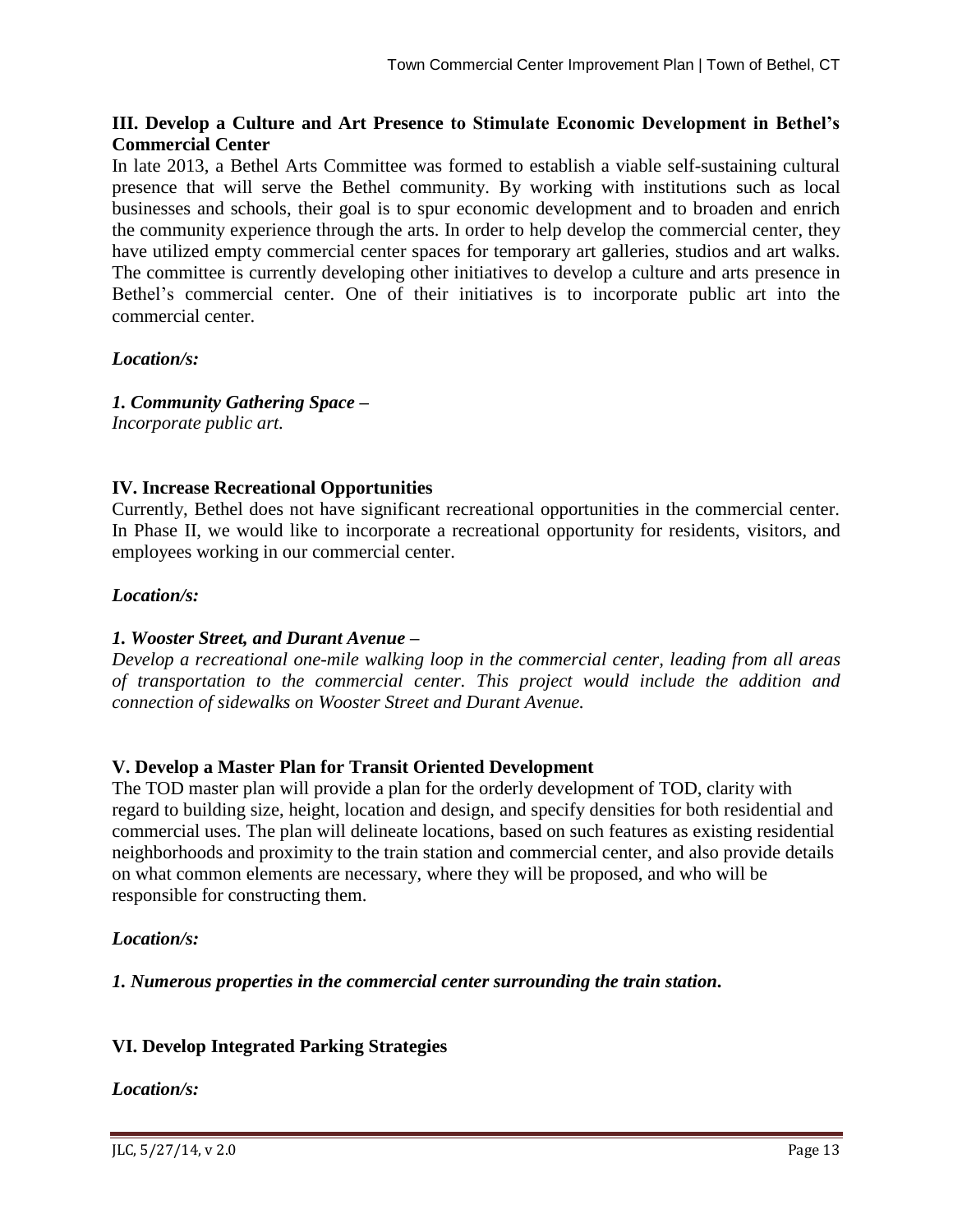### III. Develop a Culture and Art Presence to Stimulate Economic Development in Bethel's Commercial Center

In late 2013, a Bethel Arts Committee was formed to establish a viable self-sustaining cultural presence that will serve the Bethel community. By working with institutions such as local businesses and schools, their goal is to spur economic development and to broaden and enrich the community experience through the arts. In order to help develop the commercial center, they have utilized empty commercial center spaces for temporary art galleries, studios and art walks. The committee is currently developing other initiatives to develop a culture and arts presence in Bethel's commercial center. One of their initiatives is to incorporate public art into the commercial center.

***Location/s:***

***1. Community Gathering Space –***
*Incorporate public art.*

### IV. Increase Recreational Opportunities

Currently, Bethel does not have significant recreational opportunities in the commercial center. In Phase II, we would like to incorporate a recreational opportunity for residents, visitors, and employees working in our commercial center.

***Location/s:***

***1. Wooster Street, and Durant Avenue –***
*Develop a recreational one-mile walking loop in the commercial center, leading from all areas of transportation to the commercial center. This project would include the addition and connection of sidewalks on Wooster Street and Durant Avenue.*

### V. Develop a Master Plan for Transit Oriented Development

The TOD master plan will provide a plan for the orderly development of TOD, clarity with regard to building size, height, location and design, and specify densities for both residential and commercial uses. The plan will delineate locations, based on such features as existing residential neighborhoods and proximity to the train station and commercial center, and also provide details on what common elements are necessary, where they will be proposed, and who will be responsible for constructing them.

***Location/s:***

***1. Numerous properties in the commercial center surrounding the train station.***

### VI. Develop Integrated Parking Strategies

***Location/s:***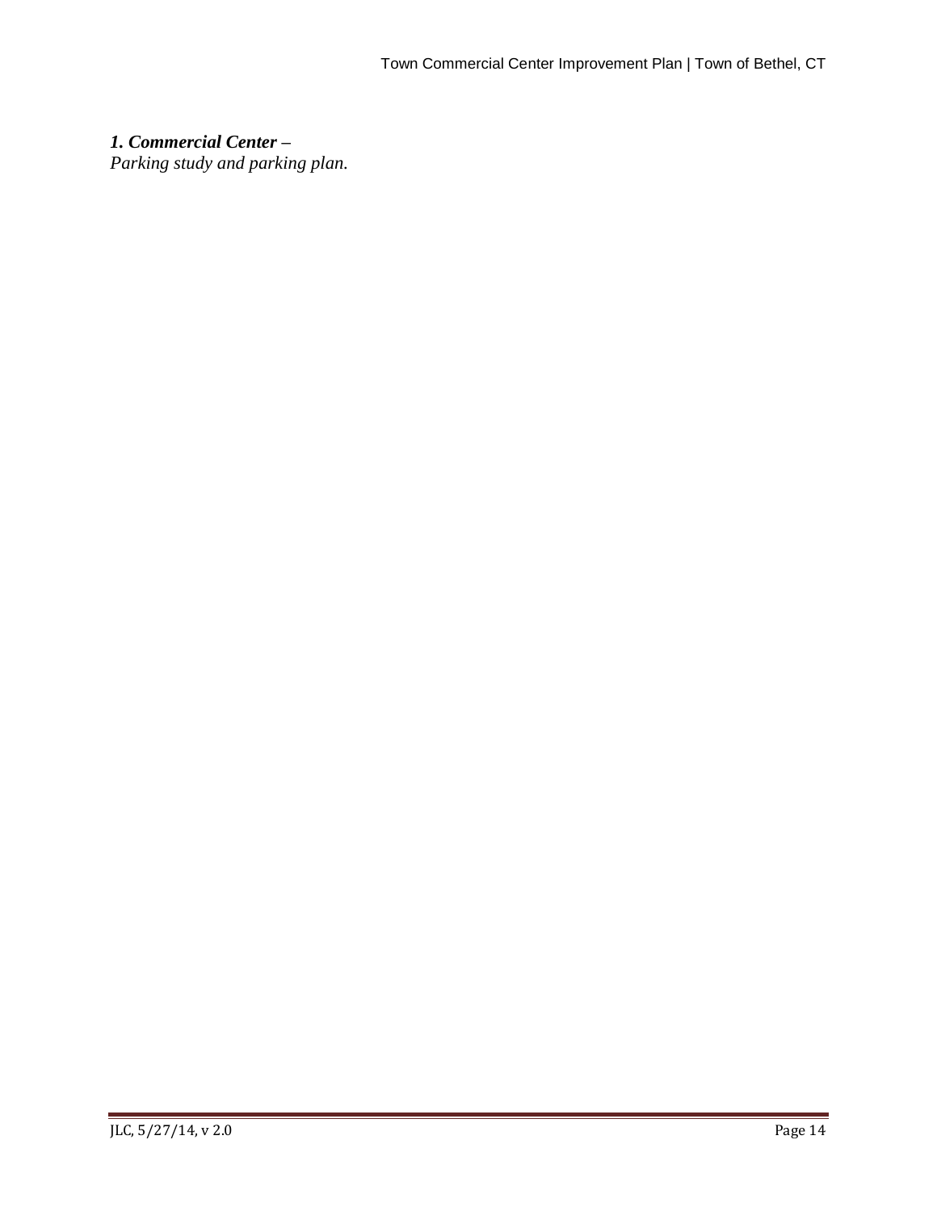***1. Commercial Center –***

*Parking study and parking plan.*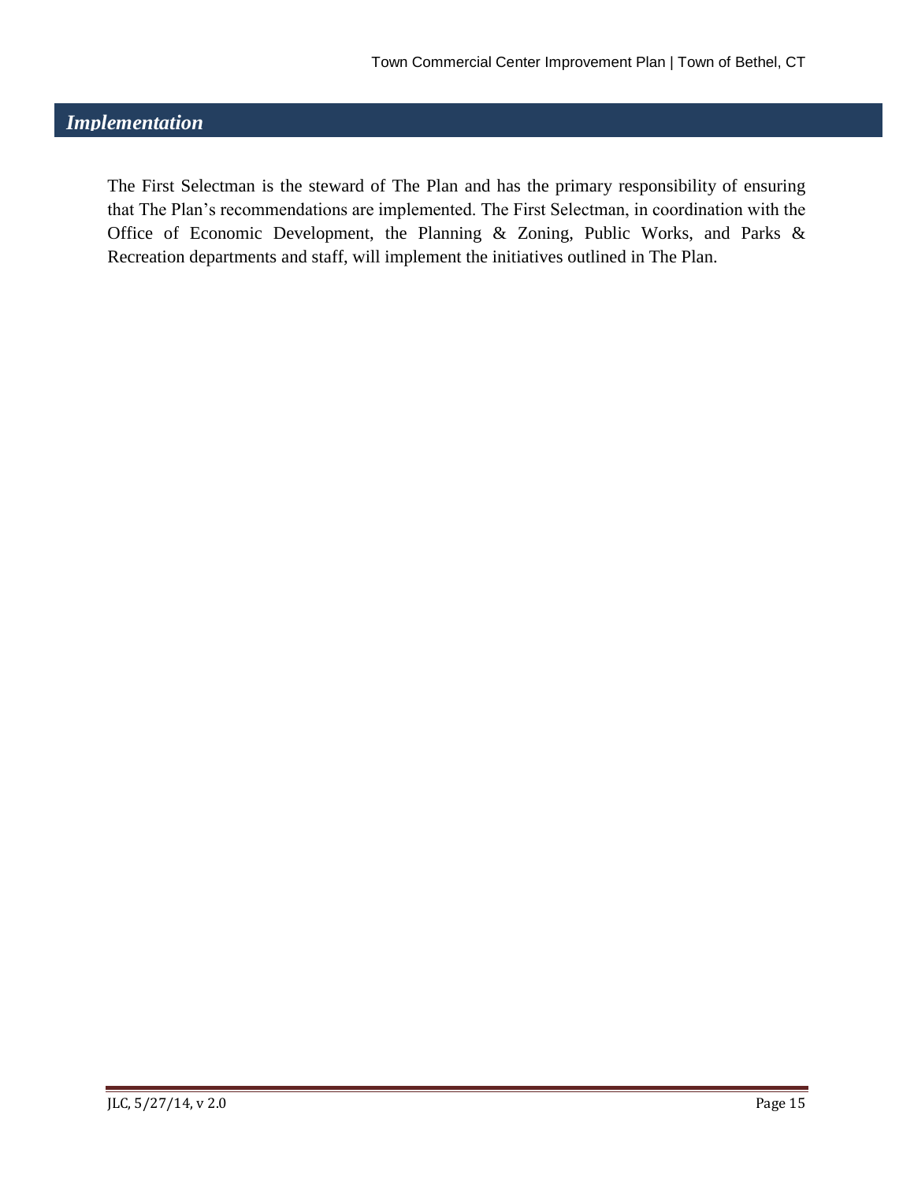## *Implementation*

The First Selectman is the steward of The Plan and has the primary responsibility of ensuring that The Plan's recommendations are implemented. The First Selectman, in coordination with the Office of Economic Development, the Planning & Zoning, Public Works, and Parks & Recreation departments and staff, will implement the initiatives outlined in The Plan.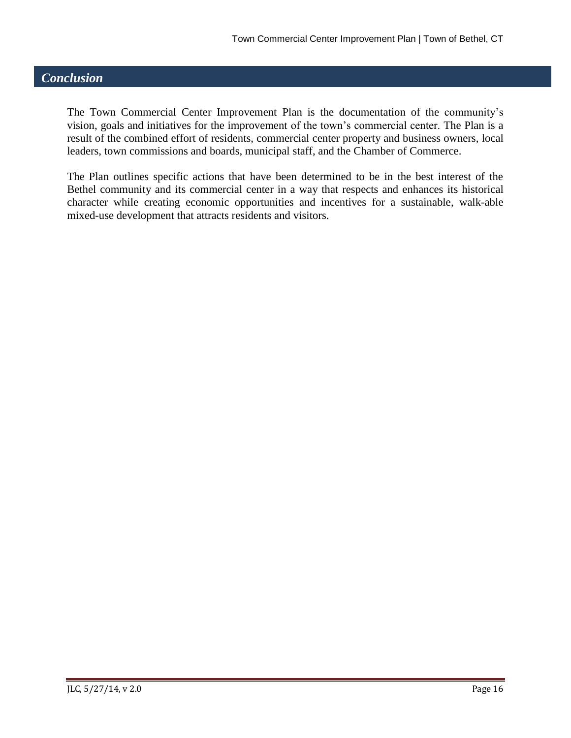## *Conclusion*

The Town Commercial Center Improvement Plan is the documentation of the community's vision, goals and initiatives for the improvement of the town's commercial center. The Plan is a result of the combined effort of residents, commercial center property and business owners, local leaders, town commissions and boards, municipal staff, and the Chamber of Commerce.

The Plan outlines specific actions that have been determined to be in the best interest of the Bethel community and its commercial center in a way that respects and enhances its historical character while creating economic opportunities and incentives for a sustainable, walk-able mixed-use development that attracts residents and visitors.